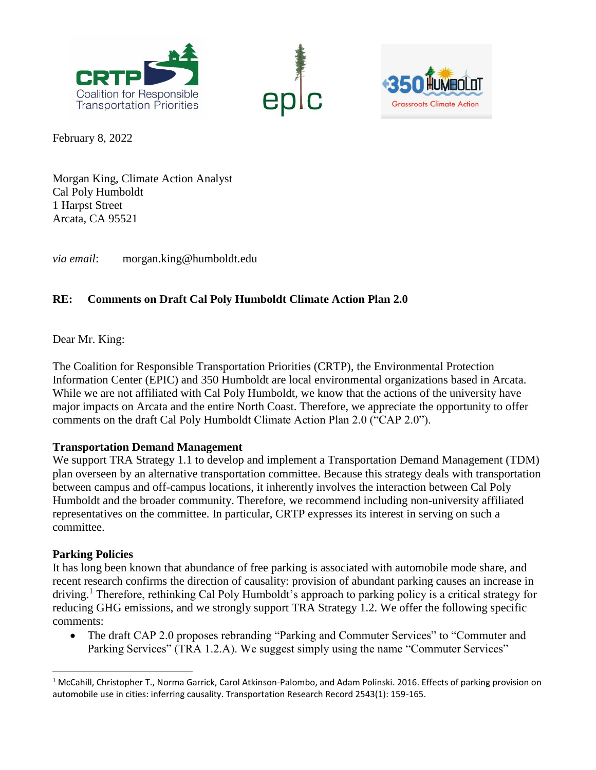February 8, 2022

Morgan King, Climate Action Analyst
Cal Poly Humboldt
1 Harpst Street
Arcata, CA 95521

*via email*: morgan.king@humboldt.edu

**RE: Comments on Draft Cal Poly Humboldt Climate Action Plan 2.0**

Dear Mr. King:

The Coalition for Responsible Transportation Priorities (CRTP), the Environmental Protection Information Center (EPIC) and 350 Humboldt are local environmental organizations based in Arcata. While we are not affiliated with Cal Poly Humboldt, we know that the actions of the university have major impacts on Arcata and the entire North Coast. Therefore, we appreciate the opportunity to offer comments on the draft Cal Poly Humboldt Climate Action Plan 2.0 ("CAP 2.0").

**Transportation Demand Management**

We support TRA Strategy 1.1 to develop and implement a Transportation Demand Management (TDM) plan overseen by an alternative transportation committee. Because this strategy deals with transportation between campus and off-campus locations, it inherently involves the interaction between Cal Poly Humboldt and the broader community. Therefore, we recommend including non-university affiliated representatives on the committee. In particular, CRTP expresses its interest in serving on such a committee.

**Parking Policies**

It has long been known that abundance of free parking is associated with automobile mode share, and recent research confirms the direction of causality: provision of abundant parking causes an increase in driving.[1] Therefore, rethinking Cal Poly Humboldt's approach to parking policy is a critical strategy for reducing GHG emissions, and we strongly support TRA Strategy 1.2. We offer the following specific comments:

- The draft CAP 2.0 proposes rebranding "Parking and Commuter Services" to "Commuter and Parking Services" (TRA 1.2.A). We suggest simply using the name "Commuter Services"

[1] McCahill, Christopher T., Norma Garrick, Carol Atkinson-Palombo, and Adam Polinski. 2016. Effects of parking provision on automobile use in cities: inferring causality. Transportation Research Record 2543(1): 159-165.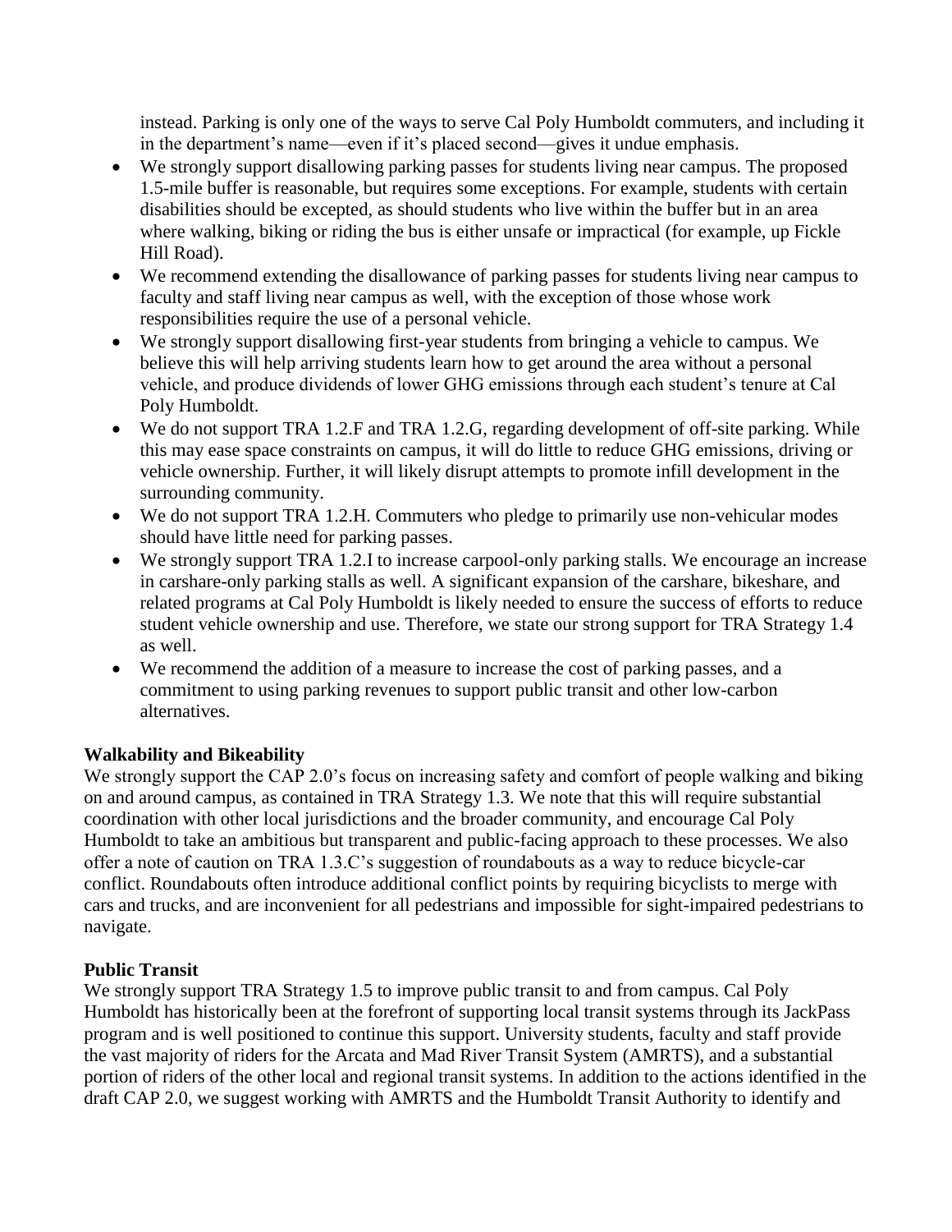instead. Parking is only one of the ways to serve Cal Poly Humboldt commuters, and including it in the department's name—even if it's placed second—gives it undue emphasis.

- We strongly support disallowing parking passes for students living near campus. The proposed 1.5-mile buffer is reasonable, but requires some exceptions. For example, students with certain disabilities should be excepted, as should students who live within the buffer but in an area where walking, biking or riding the bus is either unsafe or impractical (for example, up Fickle Hill Road).
- We recommend extending the disallowance of parking passes for students living near campus to faculty and staff living near campus as well, with the exception of those whose work responsibilities require the use of a personal vehicle.
- We strongly support disallowing first-year students from bringing a vehicle to campus. We believe this will help arriving students learn how to get around the area without a personal vehicle, and produce dividends of lower GHG emissions through each student's tenure at Cal Poly Humboldt.
- We do not support TRA 1.2.F and TRA 1.2.G, regarding development of off-site parking. While this may ease space constraints on campus, it will do little to reduce GHG emissions, driving or vehicle ownership. Further, it will likely disrupt attempts to promote infill development in the surrounding community.
- We do not support TRA 1.2.H. Commuters who pledge to primarily use non-vehicular modes should have little need for parking passes.
- We strongly support TRA 1.2.I to increase carpool-only parking stalls. We encourage an increase in carshare-only parking stalls as well. A significant expansion of the carshare, bikeshare, and related programs at Cal Poly Humboldt is likely needed to ensure the success of efforts to reduce student vehicle ownership and use. Therefore, we state our strong support for TRA Strategy 1.4 as well.
- We recommend the addition of a measure to increase the cost of parking passes, and a commitment to using parking revenues to support public transit and other low-carbon alternatives.

**Walkability and Bikeability**

We strongly support the CAP 2.0's focus on increasing safety and comfort of people walking and biking on and around campus, as contained in TRA Strategy 1.3. We note that this will require substantial coordination with other local jurisdictions and the broader community, and encourage Cal Poly Humboldt to take an ambitious but transparent and public-facing approach to these processes. We also offer a note of caution on TRA 1.3.C's suggestion of roundabouts as a way to reduce bicycle-car conflict. Roundabouts often introduce additional conflict points by requiring bicyclists to merge with cars and trucks, and are inconvenient for all pedestrians and impossible for sight-impaired pedestrians to navigate.

**Public Transit**

We strongly support TRA Strategy 1.5 to improve public transit to and from campus. Cal Poly Humboldt has historically been at the forefront of supporting local transit systems through its JackPass program and is well positioned to continue this support. University students, faculty and staff provide the vast majority of riders for the Arcata and Mad River Transit System (AMRTS), and a substantial portion of riders of the other local and regional transit systems. In addition to the actions identified in the draft CAP 2.0, we suggest working with AMRTS and the Humboldt Transit Authority to identify and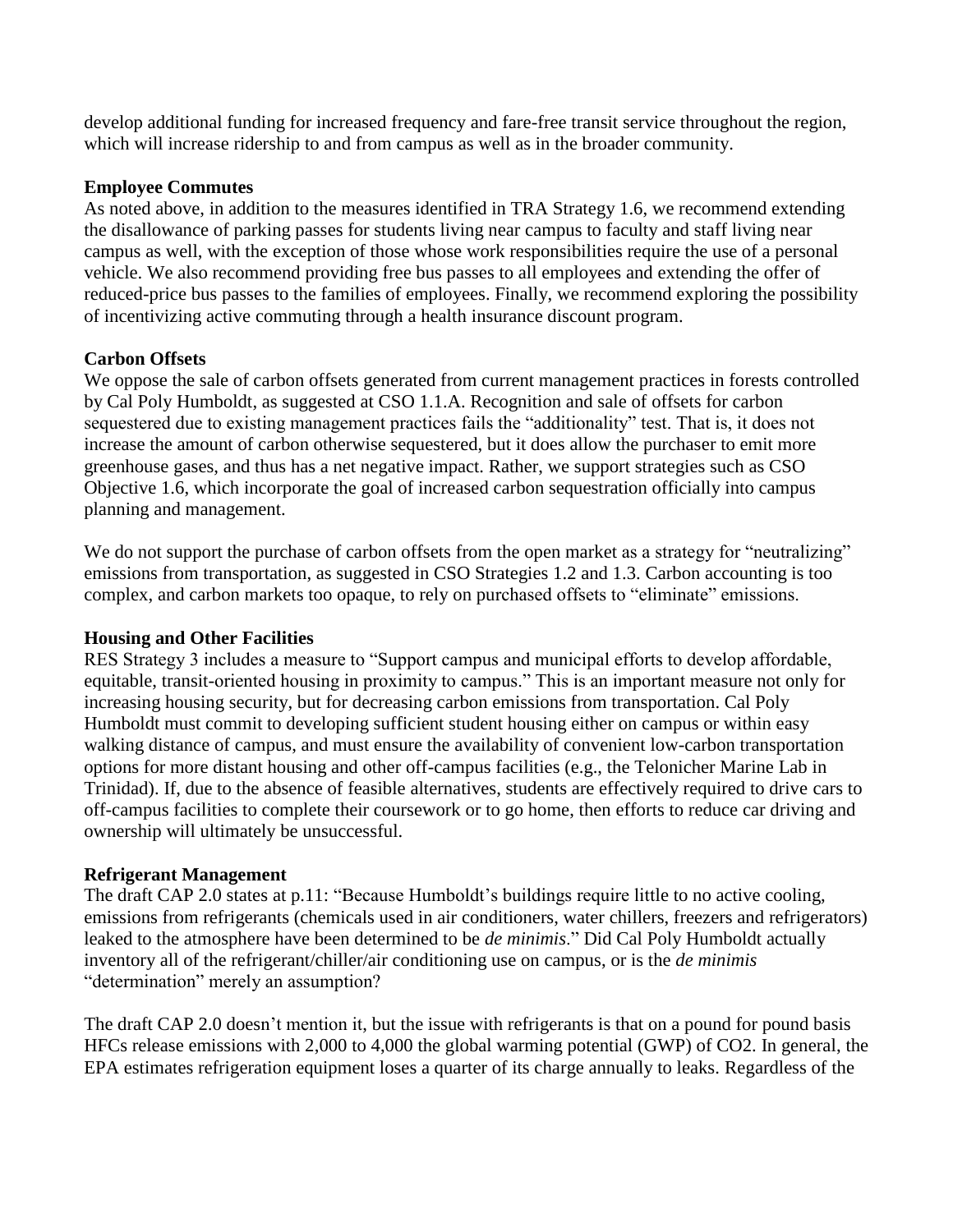develop additional funding for increased frequency and fare-free transit service throughout the region, which will increase ridership to and from campus as well as in the broader community.

**Employee Commutes**

As noted above, in addition to the measures identified in TRA Strategy 1.6, we recommend extending the disallowance of parking passes for students living near campus to faculty and staff living near campus as well, with the exception of those whose work responsibilities require the use of a personal vehicle. We also recommend providing free bus passes to all employees and extending the offer of reduced-price bus passes to the families of employees. Finally, we recommend exploring the possibility of incentivizing active commuting through a health insurance discount program.

**Carbon Offsets**

We oppose the sale of carbon offsets generated from current management practices in forests controlled by Cal Poly Humboldt, as suggested at CSO 1.1.A. Recognition and sale of offsets for carbon sequestered due to existing management practices fails the "additionality" test. That is, it does not increase the amount of carbon otherwise sequestered, but it does allow the purchaser to emit more greenhouse gases, and thus has a net negative impact. Rather, we support strategies such as CSO Objective 1.6, which incorporate the goal of increased carbon sequestration officially into campus planning and management.

We do not support the purchase of carbon offsets from the open market as a strategy for "neutralizing" emissions from transportation, as suggested in CSO Strategies 1.2 and 1.3. Carbon accounting is too complex, and carbon markets too opaque, to rely on purchased offsets to "eliminate" emissions.

**Housing and Other Facilities**

RES Strategy 3 includes a measure to "Support campus and municipal efforts to develop affordable, equitable, transit-oriented housing in proximity to campus." This is an important measure not only for increasing housing security, but for decreasing carbon emissions from transportation. Cal Poly Humboldt must commit to developing sufficient student housing either on campus or within easy walking distance of campus, and must ensure the availability of convenient low-carbon transportation options for more distant housing and other off-campus facilities (e.g., the Telonicher Marine Lab in Trinidad). If, due to the absence of feasible alternatives, students are effectively required to drive cars to off-campus facilities to complete their coursework or to go home, then efforts to reduce car driving and ownership will ultimately be unsuccessful.

**Refrigerant Management**

The draft CAP 2.0 states at p.11: "Because Humboldt's buildings require little to no active cooling, emissions from refrigerants (chemicals used in air conditioners, water chillers, freezers and refrigerators) leaked to the atmosphere have been determined to be *de minimis*." Did Cal Poly Humboldt actually inventory all of the refrigerant/chiller/air conditioning use on campus, or is the *de minimis* "determination" merely an assumption?

The draft CAP 2.0 doesn't mention it, but the issue with refrigerants is that on a pound for pound basis HFCs release emissions with 2,000 to 4,000 the global warming potential (GWP) of $CO_2$. In general, the EPA estimates refrigeration equipment loses a quarter of its charge annually to leaks. Regardless of the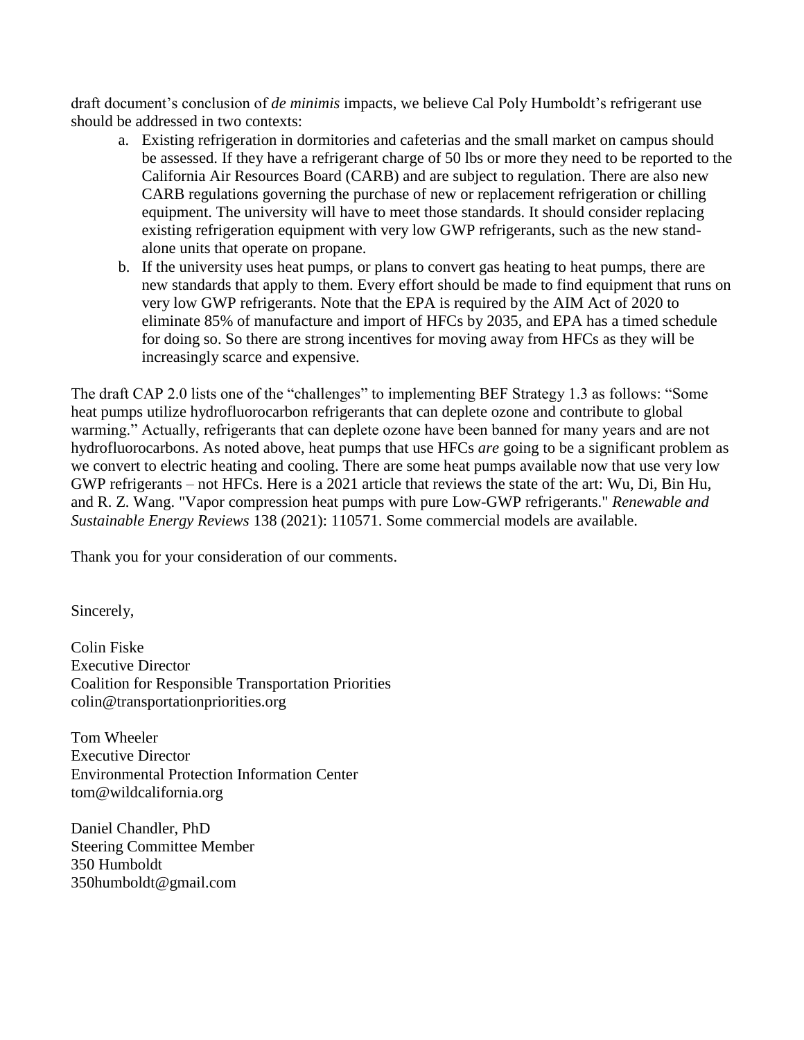draft document's conclusion of *de minimis* impacts, we believe Cal Poly Humboldt's refrigerant use should be addressed in two contexts:

a. Existing refrigeration in dormitories and cafeterias and the small market on campus should be assessed. If they have a refrigerant charge of 50 lbs or more they need to be reported to the California Air Resources Board (CARB) and are subject to regulation. There are also new CARB regulations governing the purchase of new or replacement refrigeration or chilling equipment. The university will have to meet those standards. It should consider replacing existing refrigeration equipment with very low GWP refrigerants, such as the new stand-alone units that operate on propane.

b. If the university uses heat pumps, or plans to convert gas heating to heat pumps, there are new standards that apply to them. Every effort should be made to find equipment that runs on very low GWP refrigerants. Note that the EPA is required by the AIM Act of 2020 to eliminate 85% of manufacture and import of HFCs by 2035, and EPA has a timed schedule for doing so. So there are strong incentives for moving away from HFCs as they will be increasingly scarce and expensive.

The draft CAP 2.0 lists one of the "challenges" to implementing BEF Strategy 1.3 as follows: "Some heat pumps utilize hydrofluorocarbon refrigerants that can deplete ozone and contribute to global warming." Actually, refrigerants that can deplete ozone have been banned for many years and are not hydrofluorocarbons. As noted above, heat pumps that use HFCs *are* going to be a significant problem as we convert to electric heating and cooling. There are some heat pumps available now that use very low GWP refrigerants – not HFCs. Here is a 2021 article that reviews the state of the art: Wu, Di, Bin Hu, and R. Z. Wang. "Vapor compression heat pumps with pure Low-GWP refrigerants." *Renewable and Sustainable Energy Reviews* 138 (2021): 110571. Some commercial models are available.

Thank you for your consideration of our comments.

Sincerely,

Colin Fiske
Executive Director
Coalition for Responsible Transportation Priorities
colin@transportationpriorities.org

Tom Wheeler
Executive Director
Environmental Protection Information Center
tom@wildcalifornia.org

Daniel Chandler, PhD
Steering Committee Member
350 Humboldt
350humboldt@gmail.com